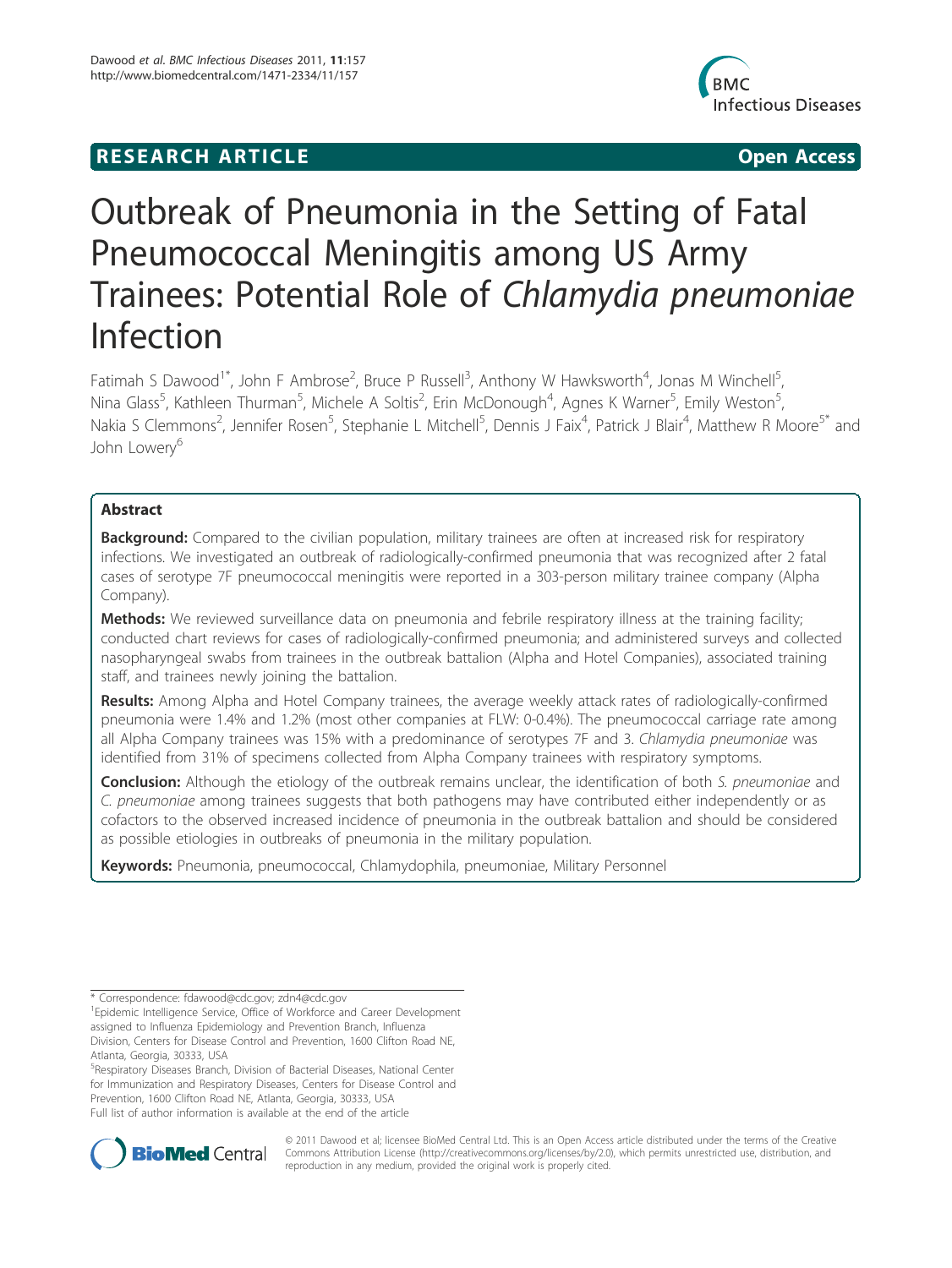**RESEARCH ARTICLE** **Open Access**

# Outbreak of Pneumonia in the Setting of Fatal Pneumococcal Meningitis among US Army Trainees: Potential Role of *Chlamydia pneumoniae* Infection

Fatimah S Dawood[1*], John F Ambrose[2], Bruce P Russell[3], Anthony W Hawksworth[4], Jonas M Winchell[5], Nina Glass[5], Kathleen Thurman[5], Michele A Soltis[2], Erin McDonough[4], Agnes K Warner[5], Emily Weston[5], Nakia S Clemmons[2], Jennifer Rosen[5], Stephanie L Mitchell[5], Dennis J Faix[4], Patrick J Blair[4], Matthew R Moore[5*] and John Lowery[6]

## Abstract

**Background:** Compared to the civilian population, military trainees are often at increased risk for respiratory infections. We investigated an outbreak of radiologically-confirmed pneumonia that was recognized after 2 fatal cases of serotype 7F pneumococcal meningitis were reported in a 303-person military trainee company (Alpha Company).

**Methods:** We reviewed surveillance data on pneumonia and febrile respiratory illness at the training facility; conducted chart reviews for cases of radiologically-confirmed pneumonia; and administered surveys and collected nasopharyngeal swabs from trainees in the outbreak battalion (Alpha and Hotel Companies), associated training staff, and trainees newly joining the battalion.

**Results:** Among Alpha and Hotel Company trainees, the average weekly attack rates of radiologically-confirmed pneumonia were 1.4% and 1.2% (most other companies at FLW: 0-0.4%). The pneumococcal carriage rate among all Alpha Company trainees was 15% with a predominance of serotypes 7F and 3. *Chlamydia pneumoniae* was identified from 31% of specimens collected from Alpha Company trainees with respiratory symptoms.

**Conclusion:** Although the etiology of the outbreak remains unclear, the identification of both *S. pneumoniae* and *C. pneumoniae* among trainees suggests that both pathogens may have contributed either independently or as cofactors to the observed increased incidence of pneumonia in the outbreak battalion and should be considered as possible etiologies in outbreaks of pneumonia in the military population.

**Keywords:** Pneumonia, pneumococcal, Chlamydophila, pneumoniae, Military Personnel

---

\* Correspondence: fdawood@cdc.gov; zdn4@cdc.gov

[1]Epidemic Intelligence Service, Office of Workforce and Career Development assigned to Influenza Epidemiology and Prevention Branch, Influenza Division, Centers for Disease Control and Prevention, 1600 Clifton Road NE, Atlanta, Georgia, 30333, USA

[5]Respiratory Diseases Branch, Division of Bacterial Diseases, National Center for Immunization and Respiratory Diseases, Centers for Disease Control and Prevention, 1600 Clifton Road NE, Atlanta, Georgia, 30333, USA

Full list of author information is available at the end of the article

© 2011 Dawood et al; licensee BioMed Central Ltd. This is an Open Access article distributed under the terms of the Creative Commons Attribution License (http://creativecommons.org/licenses/by/2.0), which permits unrestricted use, distribution, and reproduction in any medium, provided the original work is properly cited.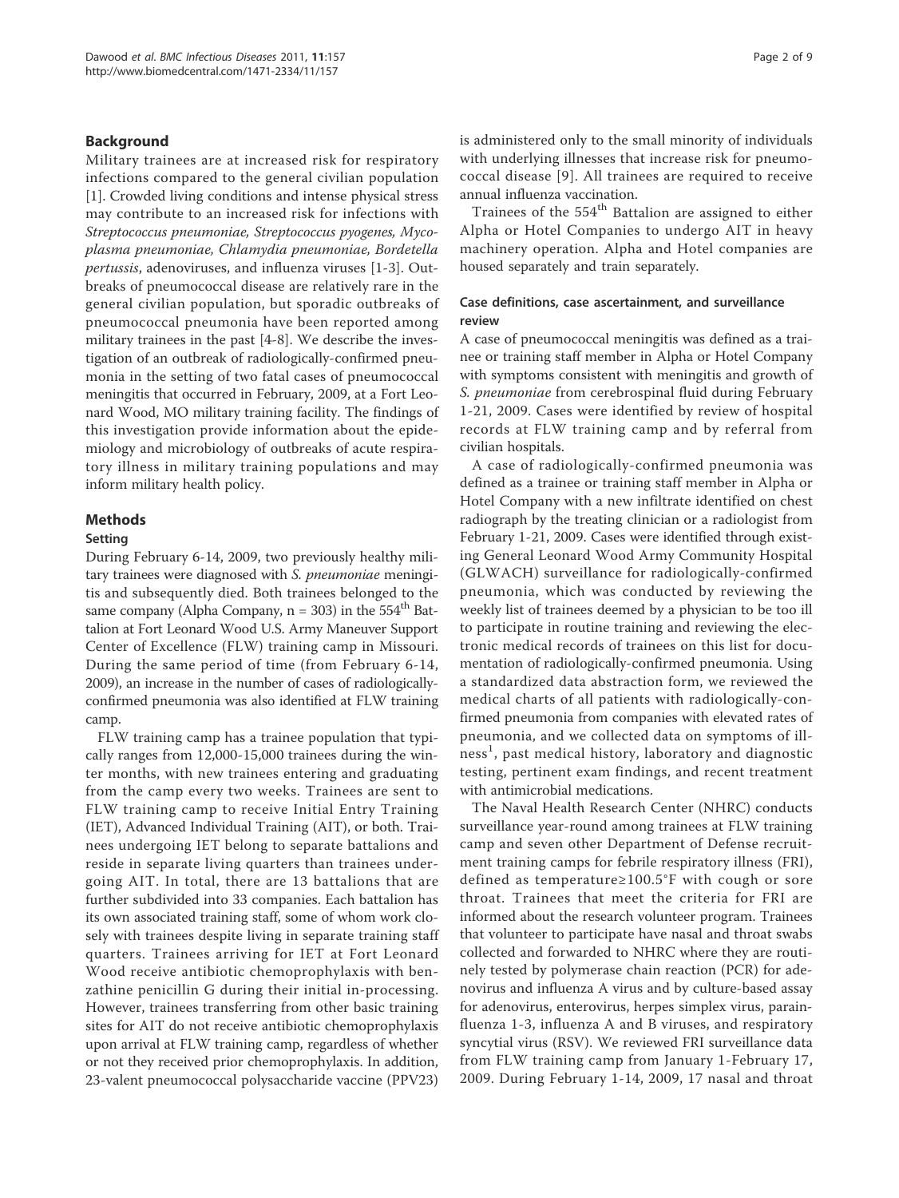## Background

Military trainees are at increased risk for respiratory infections compared to the general civilian population [1]. Crowded living conditions and intense physical stress may contribute to an increased risk for infections with *Streptococcus pneumoniae*, *Streptococcus pyogenes*, *Mycoplasma pneumoniae*, *Chlamydia pneumoniae*, *Bordetella pertussis*, adenoviruses, and influenza viruses [1-3]. Outbreaks of pneumococcal disease are relatively rare in the general civilian population, but sporadic outbreaks of pneumococcal pneumonia have been reported among military trainees in the past [4-8]. We describe the investigation of an outbreak of radiologically-confirmed pneumonia in the setting of two fatal cases of pneumococcal meningitis that occurred in February, 2009, at a Fort Leonard Wood, MO military training facility. The findings of this investigation provide information about the epidemiology and microbiology of outbreaks of acute respiratory illness in military training populations and may inform military health policy.

## Methods

### Setting

During February 6-14, 2009, two previously healthy military trainees were diagnosed with *S. pneumoniae* meningitis and subsequently died. Both trainees belonged to the same company (Alpha Company, n = 303) in the 554th Battalion at Fort Leonard Wood U.S. Army Maneuver Support Center of Excellence (FLW) training camp in Missouri. During the same period of time (from February 6-14, 2009), an increase in the number of cases of radiologically-confirmed pneumonia was also identified at FLW training camp.

FLW training camp has a trainee population that typically ranges from 12,000-15,000 trainees during the winter months, with new trainees entering and graduating from the camp every two weeks. Trainees are sent to FLW training camp to receive Initial Entry Training (IET), Advanced Individual Training (AIT), or both. Trainees undergoing IET belong to separate battalions and reside in separate living quarters than trainees undergoing AIT. In total, there are 13 battalions that are further subdivided into 33 companies. Each battalion has its own associated training staff, some of whom work closely with trainees despite living in separate training staff quarters. Trainees arriving for IET at Fort Leonard Wood receive antibiotic chemoprophylaxis with benzathine penicillin G during their initial in-processing. However, trainees transferring from other basic training sites for AIT do not receive antibiotic chemoprophylaxis upon arrival at FLW training camp, regardless of whether or not they received prior chemoprophylaxis. In addition, 23-valent pneumococcal polysaccharide vaccine (PPV23) is administered only to the small minority of individuals with underlying illnesses that increase risk for pneumococcal disease [9]. All trainees are required to receive annual influenza vaccination.

Trainees of the 554th Battalion are assigned to either Alpha or Hotel Companies to undergo AIT in heavy machinery operation. Alpha and Hotel companies are housed separately and train separately.

### Case definitions, case ascertainment, and surveillance review

A case of pneumococcal meningitis was defined as a trainee or training staff member in Alpha or Hotel Company with symptoms consistent with meningitis and growth of *S. pneumoniae* from cerebrospinal fluid during February 1-21, 2009. Cases were identified by review of hospital records at FLW training camp and by referral from civilian hospitals.

A case of radiologically-confirmed pneumonia was defined as a trainee or training staff member in Alpha or Hotel Company with a new infiltrate identified on chest radiograph by the treating clinician or a radiologist from February 1-21, 2009. Cases were identified through existing General Leonard Wood Army Community Hospital (GLWACH) surveillance for radiologically-confirmed pneumonia, which was conducted by reviewing the weekly list of trainees deemed by a physician to be too ill to participate in routine training and reviewing the electronic medical records of trainees on this list for documentation of radiologically-confirmed pneumonia. Using a standardized data abstraction form, we reviewed the medical charts of all patients with radiologically-confirmed pneumonia from companies with elevated rates of pneumonia, and we collected data on symptoms of illness[1], past medical history, laboratory and diagnostic testing, pertinent exam findings, and recent treatment with antimicrobial medications.

The Naval Health Research Center (NHRC) conducts surveillance year-round among trainees at FLW training camp and seven other Department of Defense recruitment training camps for febrile respiratory illness (FRI), defined as temperature≥100.5°F with cough or sore throat. Trainees that meet the criteria for FRI are informed about the research volunteer program. Trainees that volunteer to participate have nasal and throat swabs collected and forwarded to NHRC where they are routinely tested by polymerase chain reaction (PCR) for adenovirus and influenza A virus and by culture-based assay for adenovirus, enterovirus, herpes simplex virus, parainfluenza 1-3, influenza A and B viruses, and respiratory syncytial virus (RSV). We reviewed FRI surveillance data from FLW training camp from January 1-February 17, 2009. During February 1-14, 2009, 17 nasal and throat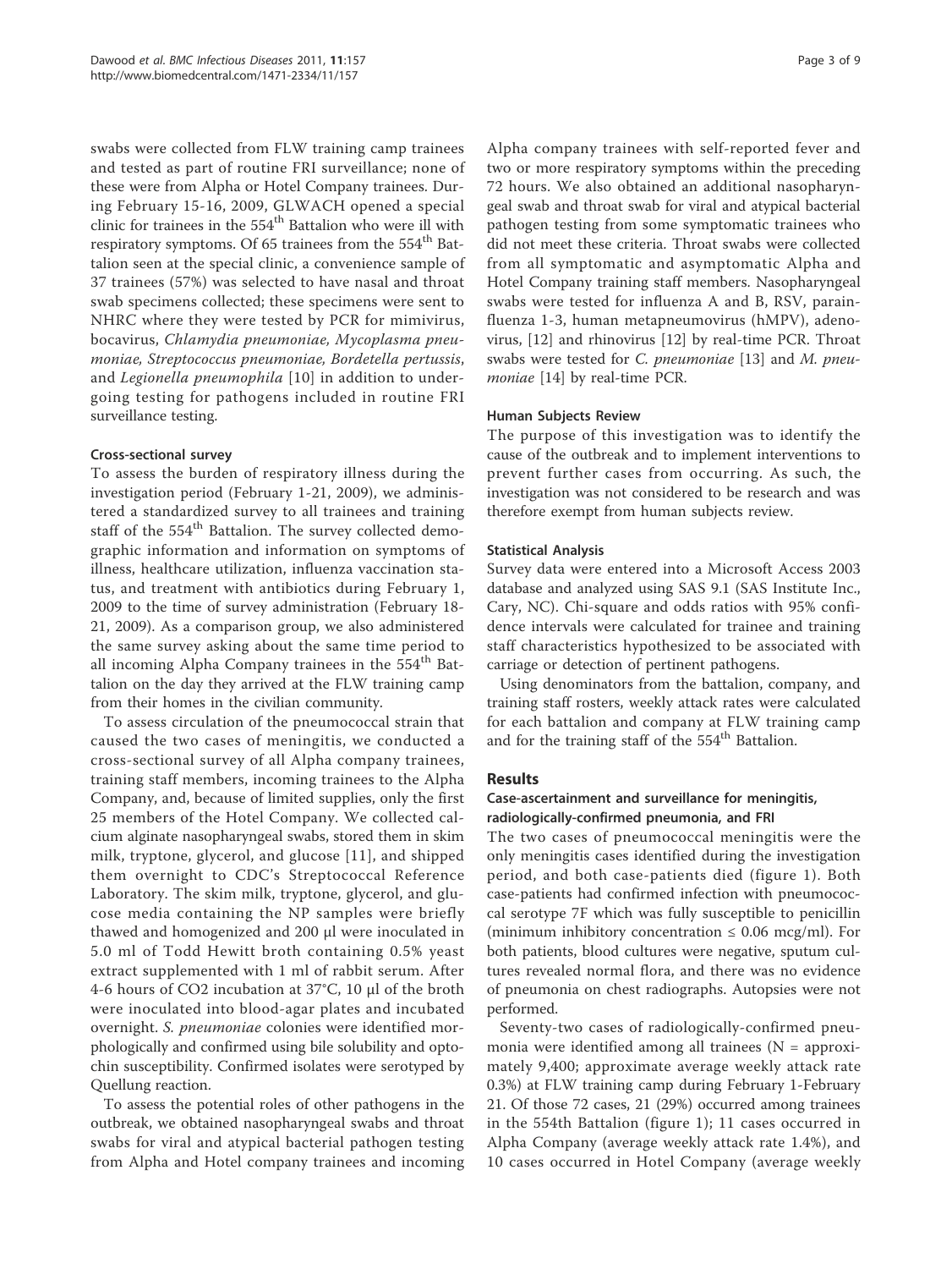swabs were collected from FLW training camp trainees and tested as part of routine FRI surveillance; none of these were from Alpha or Hotel Company trainees. During February 15-16, 2009, GLWACH opened a special clinic for trainees in the 554th Battalion who were ill with respiratory symptoms. Of 65 trainees from the 554th Battalion seen at the special clinic, a convenience sample of 37 trainees (57%) was selected to have nasal and throat swab specimens collected; these specimens were sent to NHRC where they were tested by PCR for mimivirus, bocavirus, *Chlamydia pneumoniae, Mycoplasma pneumoniae, Streptococcus pneumoniae, Bordetella pertussis*, and *Legionella pneumophila* [10] in addition to undergoing testing for pathogens included in routine FRI surveillance testing.

#### Cross-sectional survey

To assess the burden of respiratory illness during the investigation period (February 1-21, 2009), we administered a standardized survey to all trainees and training staff of the 554th Battalion. The survey collected demographic information and information on symptoms of illness, healthcare utilization, influenza vaccination status, and treatment with antibiotics during February 1, 2009 to the time of survey administration (February 18-21, 2009). As a comparison group, we also administered the same survey asking about the same time period to all incoming Alpha Company trainees in the 554th Battalion on the day they arrived at the FLW training camp from their homes in the civilian community.

To assess circulation of the pneumococcal strain that caused the two cases of meningitis, we conducted a cross-sectional survey of all Alpha company trainees, training staff members, incoming trainees to the Alpha Company, and, because of limited supplies, only the first 25 members of the Hotel Company. We collected calcium alginate nasopharyngeal swabs, stored them in skim milk, tryptone, glycerol, and glucose [11], and shipped them overnight to CDC's Streptococcal Reference Laboratory. The skim milk, tryptone, glycerol, and glucose media containing the NP samples were briefly thawed and homogenized and 200 µl were inoculated in 5.0 ml of Todd Hewitt broth containing 0.5% yeast extract supplemented with 1 ml of rabbit serum. After 4-6 hours of $CO_2$ incubation at 37°C, 10 µl of the broth were inoculated into blood-agar plates and incubated overnight. *S. pneumoniae* colonies were identified morphologically and confirmed using bile solubility and optochin susceptibility. Confirmed isolates were serotyped by Quellung reaction.

To assess the potential roles of other pathogens in the outbreak, we obtained nasopharyngeal swabs and throat swabs for viral and atypical bacterial pathogen testing from Alpha and Hotel company trainees and incoming Alpha company trainees with self-reported fever and two or more respiratory symptoms within the preceding 72 hours. We also obtained an additional nasopharyngeal swab and throat swab for viral and atypical bacterial pathogen testing from some symptomatic trainees who did not meet these criteria. Throat swabs were collected from all symptomatic and asymptomatic Alpha and Hotel Company training staff members. Nasopharyngeal swabs were tested for influenza A and B, RSV, parainfluenza 1-3, human metapneumovirus (hMPV), adenovirus, [12] and rhinovirus [12] by real-time PCR. Throat swabs were tested for *C. pneumoniae* [13] and *M. pneumoniae* [14] by real-time PCR.

#### Human Subjects Review

The purpose of this investigation was to identify the cause of the outbreak and to implement interventions to prevent further cases from occurring. As such, the investigation was not considered to be research and was therefore exempt from human subjects review.

#### Statistical Analysis

Survey data were entered into a Microsoft Access 2003 database and analyzed using SAS 9.1 (SAS Institute Inc., Cary, NC). Chi-square and odds ratios with 95% confidence intervals were calculated for trainee and training staff characteristics hypothesized to be associated with carriage or detection of pertinent pathogens.

Using denominators from the battalion, company, and training staff rosters, weekly attack rates were calculated for each battalion and company at FLW training camp and for the training staff of the 554th Battalion.

## Results

#### Case-ascertainment and surveillance for meningitis, radiologically-confirmed pneumonia, and FRI

The two cases of pneumococcal meningitis were the only meningitis cases identified during the investigation period, and both case-patients died (figure 1). Both case-patients had confirmed infection with pneumococcal serotype 7F which was fully susceptible to penicillin (minimum inhibitory concentration ≤ 0.06 mcg/ml). For both patients, blood cultures were negative, sputum cultures revealed normal flora, and there was no evidence of pneumonia on chest radiographs. Autopsies were not performed.

Seventy-two cases of radiologically-confirmed pneumonia were identified among all trainees (N = approximately 9,400; approximate average weekly attack rate 0.3%) at FLW training camp during February 1-February 21. Of those 72 cases, 21 (29%) occurred among trainees in the 554th Battalion (figure 1); 11 cases occurred in Alpha Company (average weekly attack rate 1.4%), and 10 cases occurred in Hotel Company (average weekly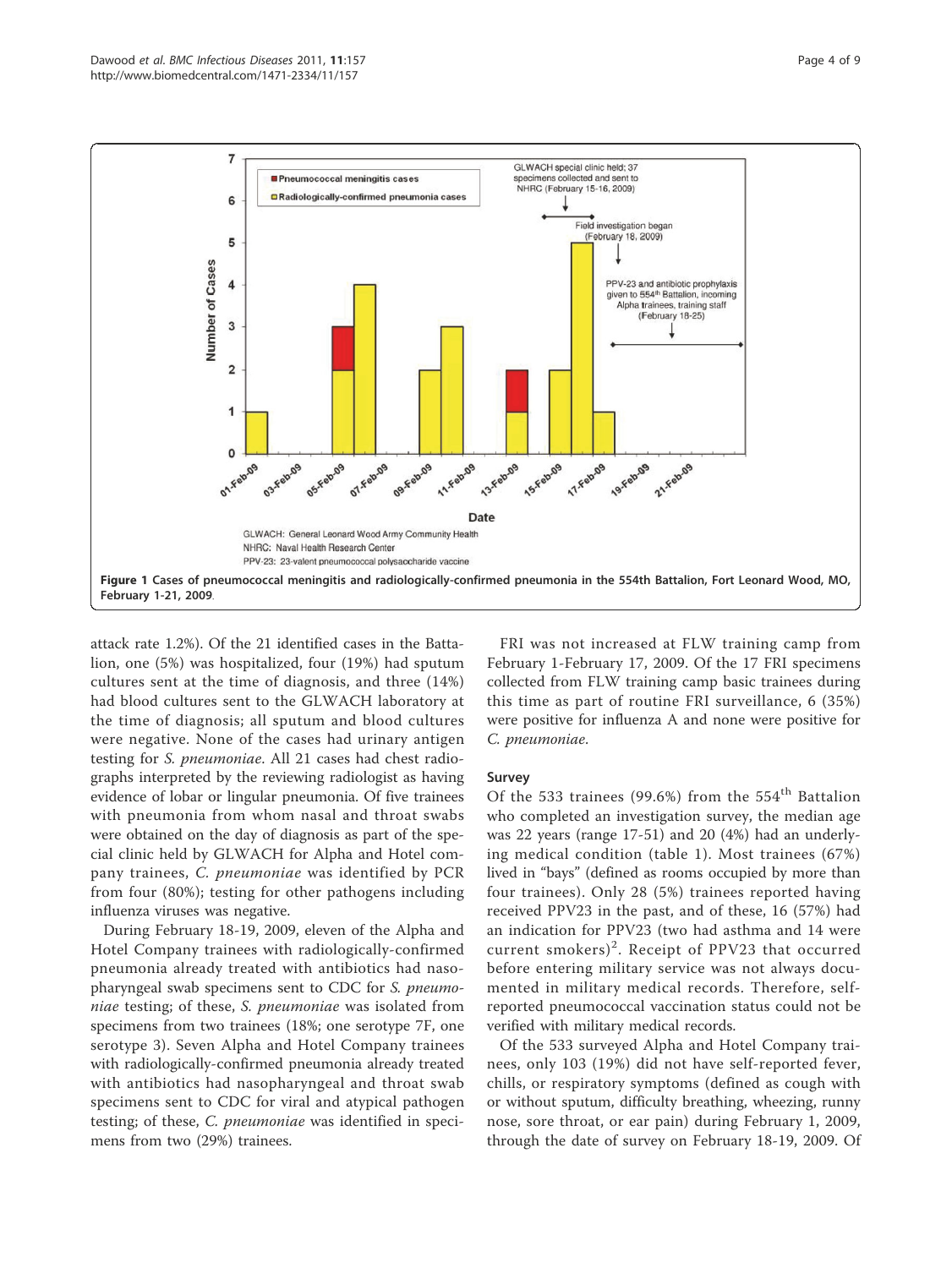Figure 1 Cases of pneumococcal meningitis and radiologically-confirmed pneumonia in the 554th Battalion, Fort Leonard Wood, MO, February 1-21, 2009.

attack rate 1.2%). Of the 21 identified cases in the Battalion, one (5%) was hospitalized, four (19%) had sputum cultures sent at the time of diagnosis, and three (14%) had blood cultures sent to the GLWACH laboratory at the time of diagnosis; all sputum and blood cultures were negative. None of the cases had urinary antigen testing for *S. pneumoniae*. All 21 cases had chest radiographs interpreted by the reviewing radiologist as having evidence of lobar or lingular pneumonia. Of five trainees with pneumonia from whom nasal and throat swabs were obtained on the day of diagnosis as part of the special clinic held by GLWACH for Alpha and Hotel company trainees, *C. pneumoniae* was identified by PCR from four (80%); testing for other pathogens including influenza viruses was negative.

During February 18-19, 2009, eleven of the Alpha and Hotel Company trainees with radiologically-confirmed pneumonia already treated with antibiotics had nasopharyngeal swab specimens sent to CDC for *S. pneumoniae* testing; of these, *S. pneumoniae* was isolated from specimens from two trainees (18%; one serotype 7F, one serotype 3). Seven Alpha and Hotel Company trainees with radiologically-confirmed pneumonia already treated with antibiotics had nasopharyngeal and throat swab specimens sent to CDC for viral and atypical pathogen testing; of these, *C. pneumoniae* was identified in specimens from two (29%) trainees.

FRI was not increased at FLW training camp from February 1-February 17, 2009. Of the 17 FRI specimens collected from FLW training camp basic trainees during this time as part of routine FRI surveillance, 6 (35%) were positive for influenza A and none were positive for *C. pneumoniae*.

### Survey

Of the 533 trainees (99.6%) from the 554th Battalion who completed an investigation survey, the median age was 22 years (range 17-51) and 20 (4%) had an underlying medical condition (table 1). Most trainees (67%) lived in "bays" (defined as rooms occupied by more than four trainees). Only 28 (5%) trainees reported having received PPV23 in the past, and of these, 16 (57%) had an indication for PPV23 (two had asthma and 14 were current smokers)[2]. Receipt of PPV23 that occurred before entering military service was not always documented in military medical records. Therefore, self-reported pneumococcal vaccination status could not be verified with military medical records.

Of the 533 surveyed Alpha and Hotel Company trainees, only 103 (19%) did not have self-reported fever, chills, or respiratory symptoms (defined as cough with or without sputum, difficulty breathing, wheezing, runny nose, sore throat, or ear pain) during February 1, 2009, through the date of survey on February 18-19, 2009. Of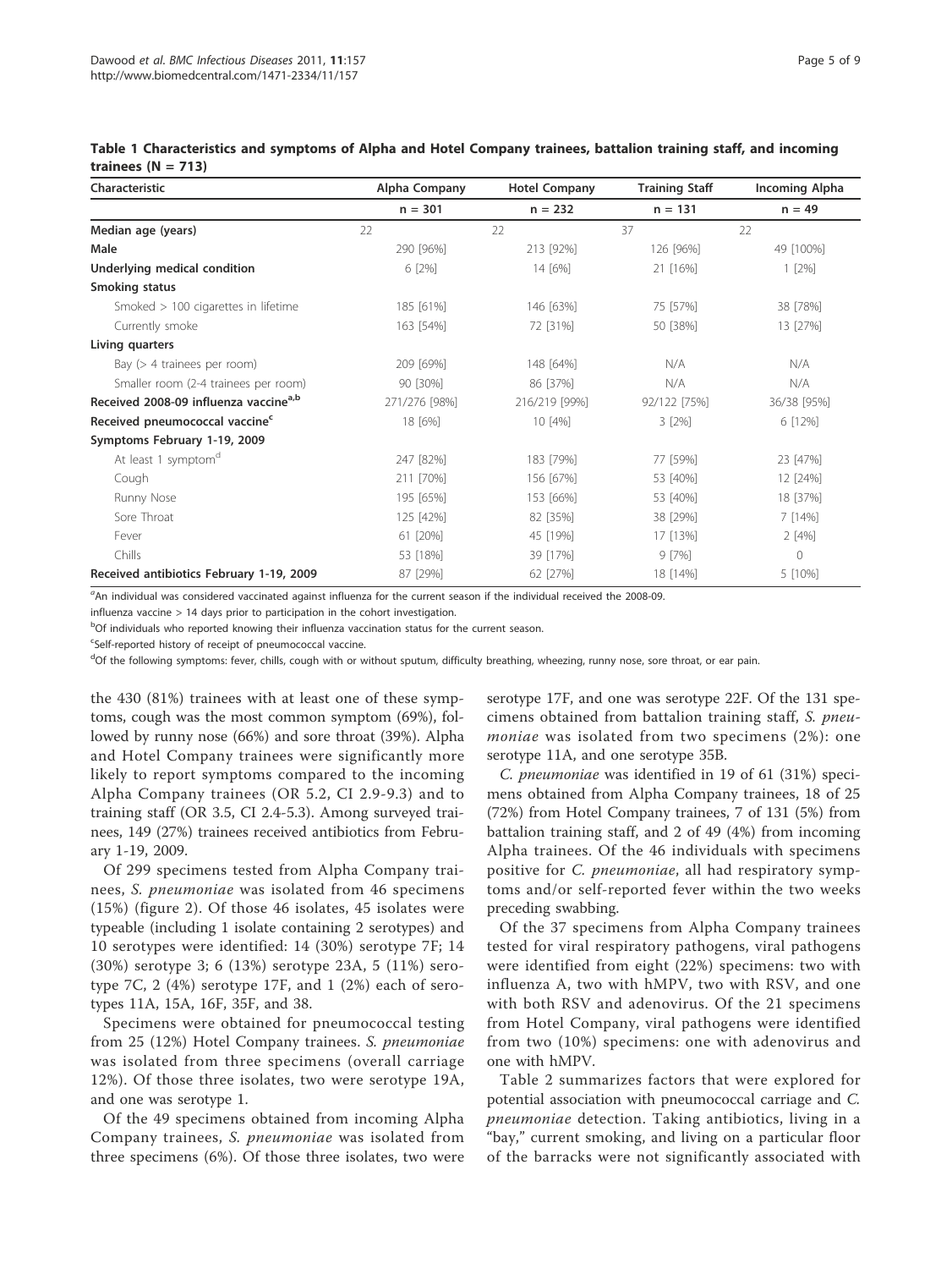**Table 1 Characteristics and symptoms of Alpha and Hotel Company trainees, battalion training staff, and incoming trainees (N = 713)**

| Characteristic | Alpha Company | Hotel Company | Training Staff | Incoming Alpha |
|---|---|---|---|---|
| | n = 301 | n = 232 | n = 131 | n = 49 |
| **Median age (years)** | 22 | 22 | 37 | 22 |
| **Male** | 290 [96%] | 213 [92%] | 126 [96%] | 49 [100%] |
| **Underlying medical condition** | 6 [2%] | 14 [6%] | 21 [16%] | 1 [2%] |
| **Smoking status** | | | | |
| Smoked > 100 cigarettes in lifetime | 185 [61%] | 146 [63%] | 75 [57%] | 38 [78%] |
| Currently smoke | 163 [54%] | 72 [31%] | 50 [38%] | 13 [27%] |
| **Living quarters** | | | | |
| Bay (> 4 trainees per room) | 209 [69%] | 148 [64%] | N/A | N/A |
| Smaller room (2-4 trainees per room) | 90 [30%] | 86 [37%] | N/A | N/A |
| **Received 2008-09 influenza vaccine[a,b]** | 271/276 [98%] | 216/219 [99%] | 92/122 [75%] | 36/38 [95%] |
| **Received pneumococcal vaccine[c]** | 18 [6%] | 10 [4%] | 3 [2%] | 6 [12%] |
| **Symptoms February 1-19, 2009** | | | | |
| At least 1 symptom[d] | 247 [82%] | 183 [79%] | 77 [59%] | 23 [47%] |
| Cough | 211 [70%] | 156 [67%] | 53 [40%] | 12 [24%] |
| Runny Nose | 195 [65%] | 153 [66%] | 53 [40%] | 18 [37%] |
| Sore Throat | 125 [42%] | 82 [35%] | 38 [29%] | 7 [14%] |
| Fever | 61 [20%] | 45 [19%] | 17 [13%] | 2 [4%] |
| Chills | 53 [18%] | 39 [17%] | 9 [7%] | 0 |
| **Received antibiotics February 1-19, 2009** | 87 [29%] | 62 [27%] | 18 [14%] | 5 [10%] |

[a]An individual was considered vaccinated against influenza for the current season if the individual received the 2008-09.

influenza vaccine > 14 days prior to participation in the cohort investigation.

[b]Of individuals who reported knowing their influenza vaccination status for the current season.

[c]Self-reported history of receipt of pneumococcal vaccine.

[d]Of the following symptoms: fever, chills, cough with or without sputum, difficulty breathing, wheezing, runny nose, sore throat, or ear pain.

the 430 (81%) trainees with at least one of these symptoms, cough was the most common symptom (69%), followed by runny nose (66%) and sore throat (39%). Alpha and Hotel Company trainees were significantly more likely to report symptoms compared to the incoming Alpha Company trainees (OR 5.2, CI 2.9-9.3) and to training staff (OR 3.5, CI 2.4-5.3). Among surveyed trainees, 149 (27%) trainees received antibiotics from February 1-19, 2009.

Of 299 specimens tested from Alpha Company trainees, *S. pneumoniae* was isolated from 46 specimens (15%) (figure 2). Of those 46 isolates, 45 isolates were typeable (including 1 isolate containing 2 serotypes) and 10 serotypes were identified: 14 (30%) serotype 7F; 14 (30%) serotype 3; 6 (13%) serotype 23A, 5 (11%) serotype 7C, 2 (4%) serotype 17F, and 1 (2%) each of serotypes 11A, 15A, 16F, 35F, and 38.

Specimens were obtained for pneumococcal testing from 25 (12%) Hotel Company trainees. *S. pneumoniae* was isolated from three specimens (overall carriage 12%). Of those three isolates, two were serotype 19A, and one was serotype 1.

Of the 49 specimens obtained from incoming Alpha Company trainees, *S. pneumoniae* was isolated from three specimens (6%). Of those three isolates, two were serotype 17F, and one was serotype 22F. Of the 131 specimens obtained from battalion training staff, *S. pneumoniae* was isolated from two specimens (2%): one serotype 11A, and one serotype 35B.

*C. pneumoniae* was identified in 19 of 61 (31%) specimens obtained from Alpha Company trainees, 18 of 25 (72%) from Hotel Company trainees, 7 of 131 (5%) from battalion training staff, and 2 of 49 (4%) from incoming Alpha trainees. Of the 46 individuals with specimens positive for *C. pneumoniae*, all had respiratory symptoms and/or self-reported fever within the two weeks preceding swabbing.

Of the 37 specimens from Alpha Company trainees tested for viral respiratory pathogens, viral pathogens were identified from eight (22%) specimens: two with influenza A, two with hMPV, two with RSV, and one with both RSV and adenovirus. Of the 21 specimens from Hotel Company, viral pathogens were identified from two (10%) specimens: one with adenovirus and one with hMPV.

Table 2 summarizes factors that were explored for potential association with pneumococcal carriage and *C. pneumoniae* detection. Taking antibiotics, living in a "bay," current smoking, and living on a particular floor of the barracks were not significantly associated with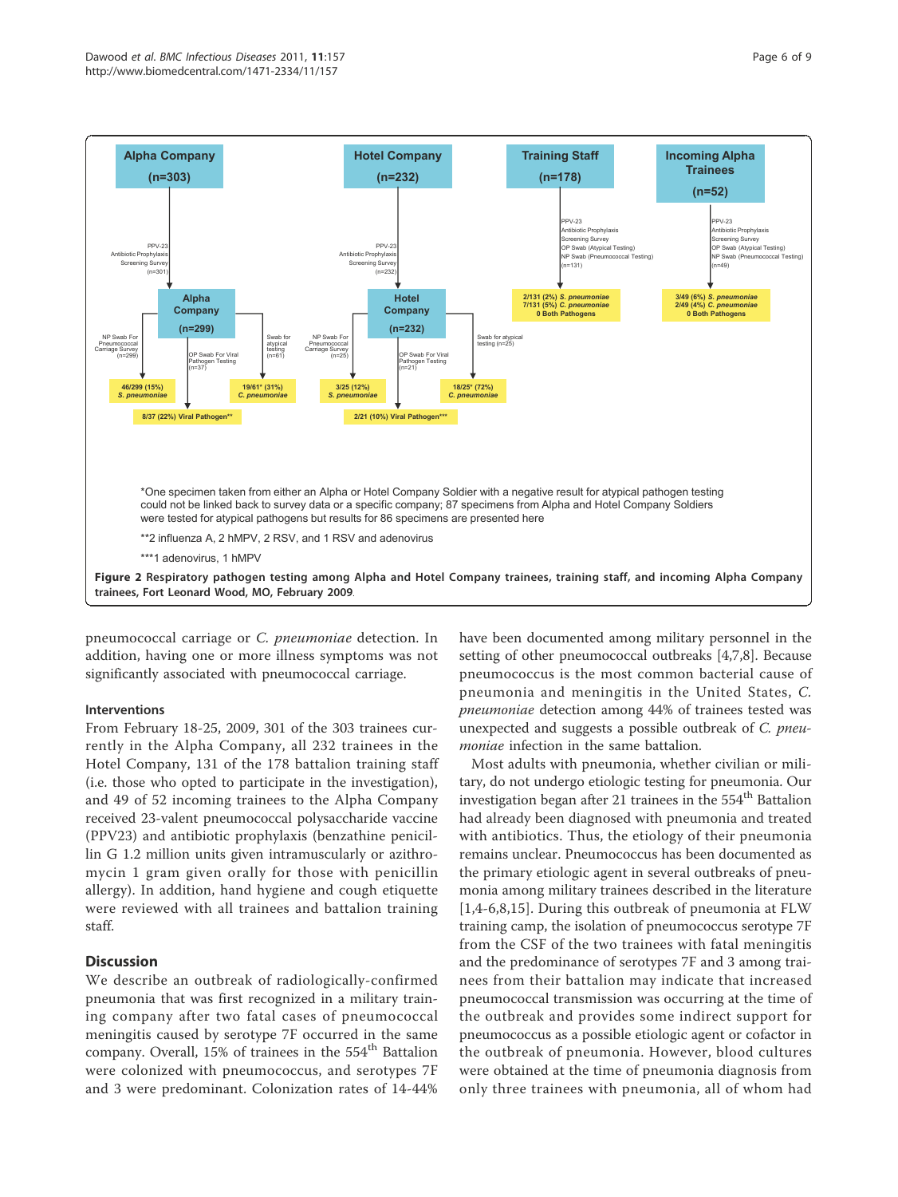**Figure 2** Flowchart content:

**Alpha Company (n=303)** → PPV-23, Antibiotic Prophylaxis, Screening Survey (n=301) → **Alpha Company (n=299)**
- NP Swab For Pneumococcal Carriage Survey (n=299) → 46/299 (15%) *S. pneumoniae*
- OP Swab For Viral Pathogen Testing (n=37) → 8/37 (22%) Viral Pathogen**
- Swab for atypical testing (n=61) → 19/61* (31%) *C. pneumoniae*

**Hotel Company (n=232)** → PPV-23, Antibiotic Prophylaxis, Screening Survey (n=232) → **Hotel Company (n=232)**
- NP Swab For Pneumococcal Carriage Survey (n=25) → 3/25 (12%) *S. pneumoniae*
- OP Swab For Viral Pathogen Testing (n=21) → 2/21 (10%) Viral Pathogen***
- Swab for atypical testing (n=25) → 18/25* (72%) *C. pneumoniae*

**Training Staff (n=178)** → PPV-23, Antibiotic Prophylaxis, Screening Survey, OP Swab (Atypical Testing), NP Swab (Pneumococcal Testing) (n=131) → 2/131 (2%) *S. pneumoniae*; 7/131 (5%) *C. pneumoniae*; 0 Both Pathogens

**Incoming Alpha Trainees (n=52)** → PPV-23, Antibiotic Prophylaxis, Screening Survey, OP Swab (Atypical Testing), NP Swab (Pneumococcal Testing) (n=49) → 3/49 (6%) *S. pneumoniae*; 2/49 (4%) *C. pneumoniae*; 0 Both Pathogens

*One specimen taken from either an Alpha or Hotel Company Soldier with a negative result for atypical pathogen testing could not be linked back to survey data or a specific company; 87 specimens from Alpha and Hotel Company Soldiers were tested for atypical pathogens but results for 86 specimens are presented here

**2 influenza A, 2 hMPV, 2 RSV, and 1 RSV and adenovirus

***1 adenovirus, 1 hMPV

**Figure 2** Respiratory pathogen testing among Alpha and Hotel Company trainees, training staff, and incoming Alpha Company trainees, Fort Leonard Wood, MO, February 2009.

pneumococcal carriage or *C. pneumoniae* detection. In addition, having one or more illness symptoms was not significantly associated with pneumococcal carriage.

### Interventions

From February 18-25, 2009, 301 of the 303 trainees currently in the Alpha Company, all 232 trainees in the Hotel Company, 131 of the 178 battalion training staff (i.e. those who opted to participate in the investigation), and 49 of 52 incoming trainees to the Alpha Company received 23-valent pneumococcal polysaccharide vaccine (PPV23) and antibiotic prophylaxis (benzathine penicillin G 1.2 million units given intramuscularly or azithromycin 1 gram given orally for those with penicillin allergy). In addition, hand hygiene and cough etiquette were reviewed with all trainees and battalion training staff.

## Discussion

We describe an outbreak of radiologically-confirmed pneumonia that was first recognized in a military training company after two fatal cases of pneumococcal meningitis caused by serotype 7F occurred in the same company. Overall, 15% of trainees in the 554th Battalion were colonized with pneumococcus, and serotypes 7F and 3 were predominant. Colonization rates of 14-44% have been documented among military personnel in the setting of other pneumococcal outbreaks [4,7,8]. Because pneumococcus is the most common bacterial cause of pneumonia and meningitis in the United States, *C. pneumoniae* detection among 44% of trainees tested was unexpected and suggests a possible outbreak of *C. pneumoniae* infection in the same battalion.

Most adults with pneumonia, whether civilian or military, do not undergo etiologic testing for pneumonia. Our investigation began after 21 trainees in the 554th Battalion had already been diagnosed with pneumonia and treated with antibiotics. Thus, the etiology of their pneumonia remains unclear. Pneumococcus has been documented as the primary etiologic agent in several outbreaks of pneumonia among military trainees described in the literature [1,4-6,8,15]. During this outbreak of pneumonia at FLW training camp, the isolation of pneumococcus serotype 7F from the CSF of the two trainees with fatal meningitis and the predominance of serotypes 7F and 3 among trainees from their battalion may indicate that increased pneumococcal transmission was occurring at the time of the outbreak and provides some indirect support for pneumococcus as a possible etiologic agent or cofactor in the outbreak of pneumonia. However, blood cultures were obtained at the time of pneumonia diagnosis from only three trainees with pneumonia, all of whom had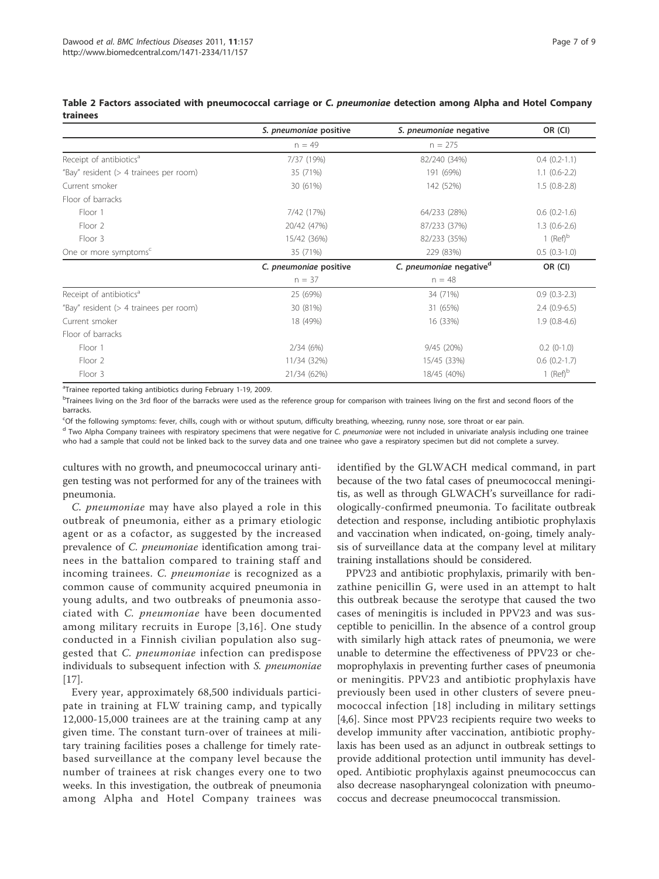**Table 2 Factors associated with pneumococcal carriage or *C. pneumoniae* detection among Alpha and Hotel Company trainees**

| | *S. pneumoniae* positive | *S. pneumoniae* negative | OR (CI) |
|---|---|---|---|
| | n = 49 | n = 275 | |
| Receipt of antibiotics[a] | 7/37 (19%) | 82/240 (34%) | 0.4 (0.2-1.1) |
| "Bay" resident (> 4 trainees per room) | 35 (71%) | 191 (69%) | 1.1 (0.6-2.2) |
| Current smoker | 30 (61%) | 142 (52%) | 1.5 (0.8-2.8) |
| Floor of barracks | | | |
| Floor 1 | 7/42 (17%) | 64/233 (28%) | 0.6 (0.2-1.6) |
| Floor 2 | 20/42 (47%) | 87/233 (37%) | 1.3 (0.6-2.6) |
| Floor 3 | 15/42 (36%) | 82/233 (35%) | 1 (Ref)[b] |
| One or more symptoms[c] | 35 (71%) | 229 (83%) | 0.5 (0.3-1.0) |
| | *C. pneumoniae* positive | *C. pneumoniae* negative[d] | OR (CI) |
| | n = 37 | n = 48 | |
| Receipt of antibiotics[a] | 25 (69%) | 34 (71%) | 0.9 (0.3-2.3) |
| "Bay" resident (> 4 trainees per room) | 30 (81%) | 31 (65%) | 2.4 (0.9-6.5) |
| Current smoker | 18 (49%) | 16 (33%) | 1.9 (0.8-4.6) |
| Floor of barracks | | | |
| Floor 1 | 2/34 (6%) | 9/45 (20%) | 0.2 (0-1.0) |
| Floor 2 | 11/34 (32%) | 15/45 (33%) | 0.6 (0.2-1.7) |
| Floor 3 | 21/34 (62%) | 18/45 (40%) | 1 (Ref)[b] |

[a]Trainee reported taking antibiotics during February 1-19, 2009.

[b]Trainees living on the 3rd floor of the barracks were used as the reference group for comparison with trainees living on the first and second floors of the barracks.

[c]Of the following symptoms: fever, chills, cough with or without sputum, difficulty breathing, wheezing, runny nose, sore throat or ear pain.

[d] Two Alpha Company trainees with respiratory specimens that were negative for *C. pneumoniae* were not included in univariate analysis including one trainee who had a sample that could not be linked back to the survey data and one trainee who gave a respiratory specimen but did not complete a survey.

cultures with no growth, and pneumococcal urinary antigen testing was not performed for any of the trainees with pneumonia.

*C. pneumoniae* may have also played a role in this outbreak of pneumonia, either as a primary etiologic agent or as a cofactor, as suggested by the increased prevalence of *C. pneumoniae* identification among trainees in the battalion compared to training staff and incoming trainees. *C. pneumoniae* is recognized as a common cause of community acquired pneumonia in young adults, and two outbreaks of pneumonia associated with *C. pneumoniae* have been documented among military recruits in Europe [3,16]. One study conducted in a Finnish civilian population also suggested that *C. pneumoniae* infection can predispose individuals to subsequent infection with *S. pneumoniae* [17].

Every year, approximately 68,500 individuals participate in training at FLW training camp, and typically 12,000-15,000 trainees are at the training camp at any given time. The constant turn-over of trainees at military training facilities poses a challenge for timely rate-based surveillance at the company level because the number of trainees at risk changes every one to two weeks. In this investigation, the outbreak of pneumonia among Alpha and Hotel Company trainees was identified by the GLWACH medical command, in part because of the two fatal cases of pneumococcal meningitis, as well as through GLWACH's surveillance for radiologically-confirmed pneumonia. To facilitate outbreak detection and response, including antibiotic prophylaxis and vaccination when indicated, on-going, timely analysis of surveillance data at the company level at military training installations should be considered.

PPV23 and antibiotic prophylaxis, primarily with benzathine penicillin G, were used in an attempt to halt this outbreak because the serotype that caused the two cases of meningitis is included in PPV23 and was susceptible to penicillin. In the absence of a control group with similarly high attack rates of pneumonia, we were unable to determine the effectiveness of PPV23 or chemoprophylaxis in preventing further cases of pneumonia or meningitis. PPV23 and antibiotic prophylaxis have previously been used in other clusters of severe pneumococcal infection [18] including in military settings [4,6]. Since most PPV23 recipients require two weeks to develop immunity after vaccination, antibiotic prophylaxis has been used as an adjunct in outbreak settings to provide additional protection until immunity has developed. Antibiotic prophylaxis against pneumococcus can also decrease nasopharyngeal colonization with pneumococcus and decrease pneumococcal transmission.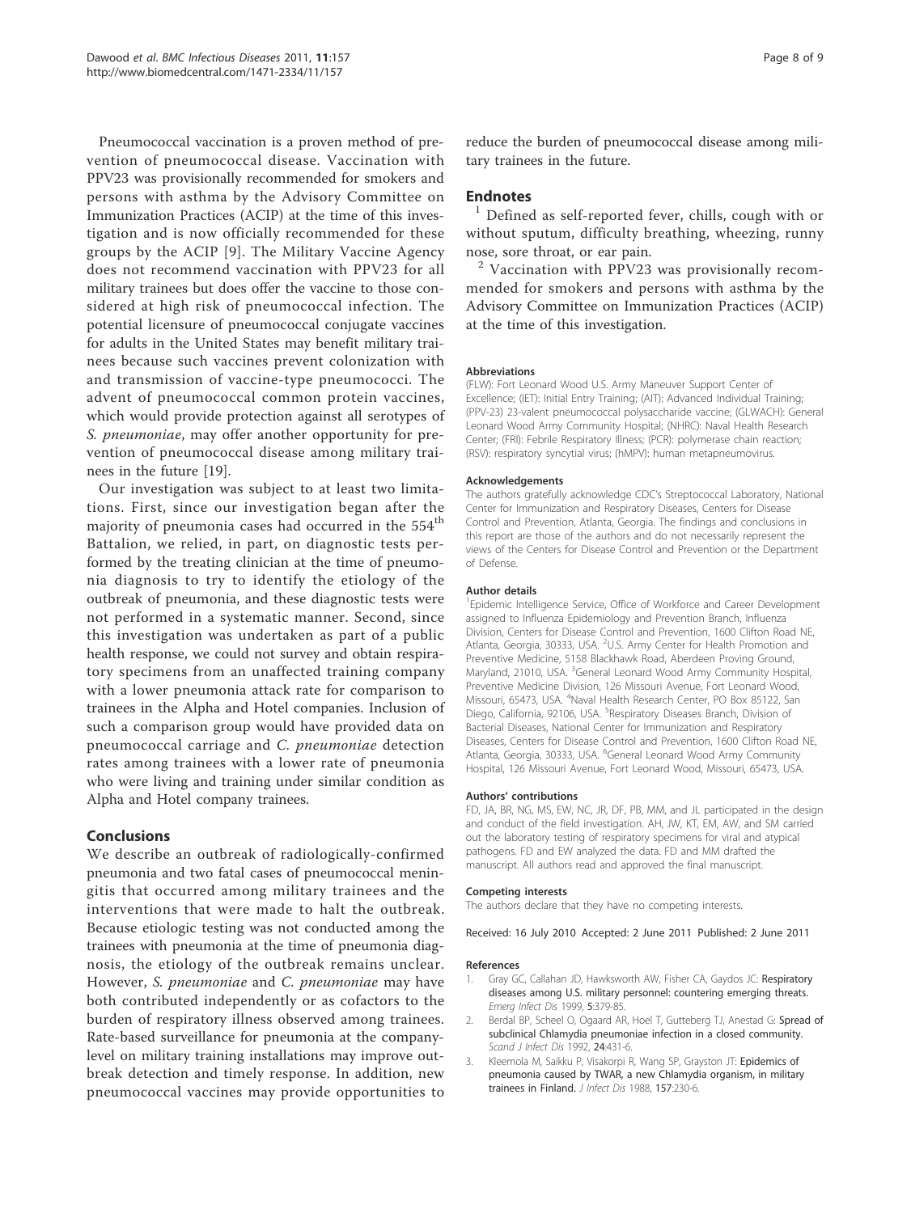Pneumococcal vaccination is a proven method of prevention of pneumococcal disease. Vaccination with PPV23 was provisionally recommended for smokers and persons with asthma by the Advisory Committee on Immunization Practices (ACIP) at the time of this investigation and is now officially recommended for these groups by the ACIP [9]. The Military Vaccine Agency does not recommend vaccination with PPV23 for all military trainees but does offer the vaccine to those considered at high risk of pneumococcal infection. The potential licensure of pneumococcal conjugate vaccines for adults in the United States may benefit military trainees because such vaccines prevent colonization with and transmission of vaccine-type pneumococci. The advent of pneumococcal common protein vaccines, which would provide protection against all serotypes of *S. pneumoniae*, may offer another opportunity for prevention of pneumococcal disease among military trainees in the future [19].

Our investigation was subject to at least two limitations. First, since our investigation began after the majority of pneumonia cases had occurred in the 554th Battalion, we relied, in part, on diagnostic tests performed by the treating clinician at the time of pneumonia diagnosis to try to identify the etiology of the outbreak of pneumonia, and these diagnostic tests were not performed in a systematic manner. Second, since this investigation was undertaken as part of a public health response, we could not survey and obtain respiratory specimens from an unaffected training company with a lower pneumonia attack rate for comparison to trainees in the Alpha and Hotel companies. Inclusion of such a comparison group would have provided data on pneumococcal carriage and *C. pneumoniae* detection rates among trainees with a lower rate of pneumonia who were living and training under similar condition as Alpha and Hotel company trainees.

## Conclusions

We describe an outbreak of radiologically-confirmed pneumonia and two fatal cases of pneumococcal meningitis that occurred among military trainees and the interventions that were made to halt the outbreak. Because etiologic testing was not conducted among the trainees with pneumonia at the time of pneumonia diagnosis, the etiology of the outbreak remains unclear. However, *S. pneumoniae* and *C. pneumoniae* may have both contributed independently or as cofactors to the burden of respiratory illness observed among trainees. Rate-based surveillance for pneumonia at the company-level on military training installations may improve outbreak detection and timely response. In addition, new pneumococcal vaccines may provide opportunities to reduce the burden of pneumococcal disease among military trainees in the future.

## Endnotes

[1] Defined as self-reported fever, chills, cough with or without sputum, difficulty breathing, wheezing, runny nose, sore throat, or ear pain.

[2] Vaccination with PPV23 was provisionally recommended for smokers and persons with asthma by the Advisory Committee on Immunization Practices (ACIP) at the time of this investigation.

#### Abbreviations

(FLW): Fort Leonard Wood U.S. Army Maneuver Support Center of Excellence; (IET): Initial Entry Training; (AIT): Advanced Individual Training; (PPV-23) 23-valent pneumococcal polysaccharide vaccine; (GLWACH): General Leonard Wood Army Community Hospital; (NHRC): Naval Health Research Center; (FRI): Febrile Respiratory Illness; (PCR): polymerase chain reaction; (RSV): respiratory syncytial virus; (hMPV): human metapneumovirus.

#### Acknowledgements

The authors gratefully acknowledge CDC's Streptococcal Laboratory, National Center for Immunization and Respiratory Diseases, Centers for Disease Control and Prevention, Atlanta, Georgia. The findings and conclusions in this report are those of the authors and do not necessarily represent the views of the Centers for Disease Control and Prevention or the Department of Defense.

#### Author details

[1]Epidemic Intelligence Service, Office of Workforce and Career Development assigned to Influenza Epidemiology and Prevention Branch, Influenza Division, Centers for Disease Control and Prevention, 1600 Clifton Road NE, Atlanta, Georgia, 30333, USA. [2]U.S. Army Center for Health Promotion and Preventive Medicine, 5158 Blackhawk Road, Aberdeen Proving Ground, Maryland, 21010, USA. [3]General Leonard Wood Army Community Hospital, Preventive Medicine Division, 126 Missouri Avenue, Fort Leonard Wood, Missouri, 65473, USA. [4]Naval Health Research Center, PO Box 85122, San Diego, California, 92106, USA. [5]Respiratory Diseases Branch, Division of Bacterial Diseases, National Center for Immunization and Respiratory Diseases, Centers for Disease Control and Prevention, 1600 Clifton Road NE, Atlanta, Georgia, 30333, USA. [6]General Leonard Wood Army Community Hospital, 126 Missouri Avenue, Fort Leonard Wood, Missouri, 65473, USA.

#### Authors' contributions

FD, JA, BR, NG, MS, EW, NC, JR, DF, PB, MM, and JL participated in the design and conduct of the field investigation. AH, JW, KT, EM, AW, and SM carried out the laboratory testing of respiratory specimens for viral and atypical pathogens. FD and EW analyzed the data. FD and MM drafted the manuscript. All authors read and approved the final manuscript.

#### Competing interests

The authors declare that they have no competing interests.

Received: 16 July 2010 Accepted: 2 June 2011 Published: 2 June 2011

#### References

1. Gray GC, Callahan JD, Hawksworth AW, Fisher CA, Gaydos JC: Respiratory diseases among U.S. military personnel: countering emerging threats. *Emerg Infect Dis* 1999, 5:379-85.
2. Berdal BP, Scheel O, Ogaard AR, Hoel T, Gutteberg TJ, Anestad G: Spread of subclinical Chlamydia pneumoniae infection in a closed community. *Scand J Infect Dis* 1992, 24:431-6.
3. Kleemola M, Saikku P, Visakorpi R, Wang SP, Grayston JT: Epidemics of pneumonia caused by TWAR, a new Chlamydia organism, in military trainees in Finland. *J Infect Dis* 1988, 157:230-6.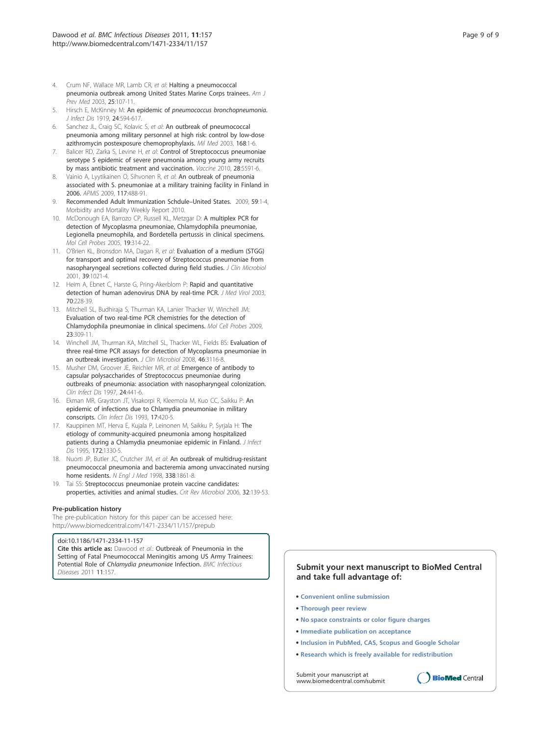4. Crum NF, Wallace MR, Lamb CR, *et al*: **Halting a pneumococcal pneumonia outbreak among United States Marine Corps trainees.** *Am J Prev Med* 2003, **25**:107-11.
5. Hirsch E, McKinney M: **An epidemic of *pneumococcus bronchopneumonia*.** *J Infect Dis* 1919, **24**:594-617.
6. Sanchez JL, Craig SC, Kolavic S, *et al*: **An outbreak of pneumococcal pneumonia among military personnel at high risk: control by low-dose azithromycin postexposure chemoprophylaxis.** *Mil Med* 2003, **168**:1-6.
7. Balicer RD, Zarka S, Levine H, *et al*: **Control of Streptococcus pneumoniae serotype 5 epidemic of severe pneumonia among young army recruits by mass antibiotic treatment and vaccination.** *Vaccine* 2010, **28**:5591-6.
8. Vainio A, Lyytikainen O, Sihvonen R, *et al*: **An outbreak of pneumonia associated with S. pneumoniae at a military training facility in Finland in 2006.** *APMIS* 2009, **117**:488-91.
9. **Recommended Adult Immunization Schdule–United States.** 2009, **59**:1-4, Morbidity and Mortality Weekly Report 2010.
10. McDonough EA, Barrozo CP, Russell KL, Metzgar D: **A multiplex PCR for detection of Mycoplasma pneumoniae, Chlamydophila pneumoniae, Legionella pneumophila, and Bordetella pertussis in clinical specimens.** *Mol Cell Probes* 2005, **19**:314-22.
11. O'Brien KL, Bronsdon MA, Dagan R, *et al*: **Evaluation of a medium (STGG) for transport and optimal recovery of Streptococcus pneumoniae from nasopharyngeal secretions collected during field studies.** *J Clin Microbiol* 2001, **39**:1021-4.
12. Heim A, Ebnet C, Harste G, Pring-Akerblom P: **Rapid and quantitative detection of human adenovirus DNA by real-time PCR.** *J Med Virol* 2003, **70**:228-39.
13. Mitchell SL, Budhiraja S, Thurman KA, Lanier Thacker W, Winchell JM: **Evaluation of two real-time PCR chemistries for the detection of Chlamydophila pneumoniae in clinical specimens.** *Mol Cell Probes* 2009, **23**:309-11.
14. Winchell JM, Thurman KA, Mitchell SL, Thacker WL, Fields BS: **Evaluation of three real-time PCR assays for detection of Mycoplasma pneumoniae in an outbreak investigation.** *J Clin Microbiol* 2008, **46**:3116-8.
15. Musher DM, Groover JE, Reichler MR, *et al*: **Emergence of antibody to capsular polysaccharides of Streptococcus pneumoniae during outbreaks of pneumonia: association with nasopharyngeal colonization.** *Clin Infect Dis* 1997, **24**:441-6.
16. Ekman MR, Grayston JT, Visakorpi R, Kleemola M, Kuo CC, Saikku P: **An epidemic of infections due to Chlamydia pneumoniae in military conscripts.** *Clin Infect Dis* 1993, **17**:420-5.
17. Kauppinen MT, Herva E, Kujala P, Leinonen M, Saikku P, Syrjala H: **The etiology of community-acquired pneumonia among hospitalized patients during a Chlamydia pneumoniae epidemic in Finland.** *J Infect Dis* 1995, **172**:1330-5.
18. Nuorti JP, Butler JC, Crutcher JM, *et al*: **An outbreak of multidrug-resistant pneumococcal pneumonia and bacteremia among unvaccinated nursing home residents.** *N Engl J Med* 1998, **338**:1861-8.
19. Tai SS: **Streptococcus pneumoniae protein vaccine candidates: properties, activities and animal studies.** *Crit Rev Microbiol* 2006, **32**:139-53.

### Pre-publication history

The pre-publication history for this paper can be accessed here:
http://www.biomedcentral.com/1471-2334/11/157/prepub

doi:10.1186/1471-2334-11-157
**Cite this article as:** Dawood *et al.*: Outbreak of Pneumonia in the Setting of Fatal Pneumococcal Meningitis among US Army Trainees: Potential Role of *Chlamydia pneumoniae* Infection. *BMC Infectious Diseases* 2011 **11**:157.

**Submit your next manuscript to BioMed Central and take full advantage of:**

- Convenient online submission
- Thorough peer review
- No space constraints or color figure charges
- Immediate publication on acceptance
- Inclusion in PubMed, CAS, Scopus and Google Scholar
- Research which is freely available for redistribution

Submit your manuscript at
www.biomedcentral.com/submit

BioMed Central